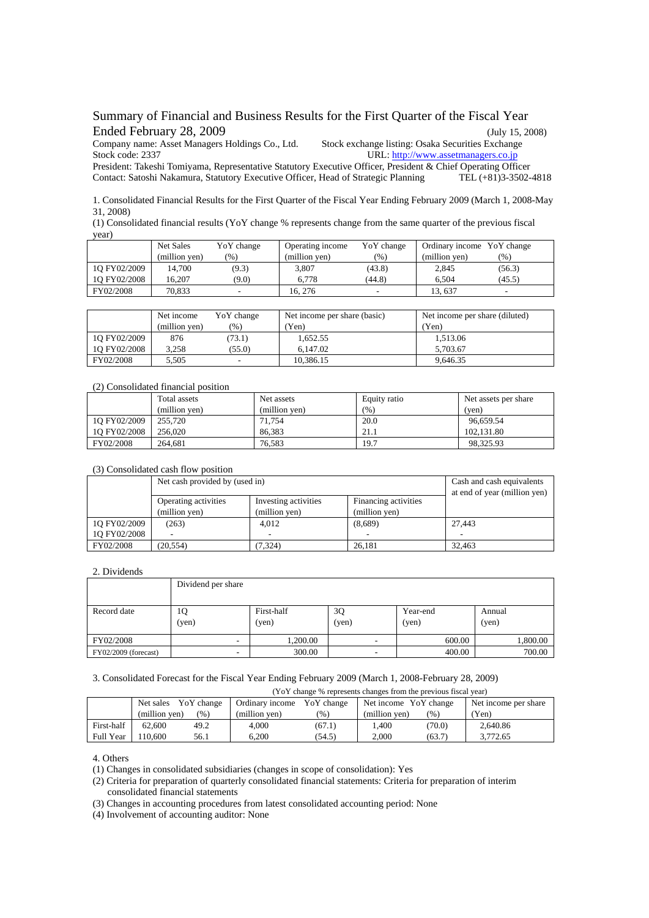# Summary of Financial and Business Results for the First Quarter of the Fiscal Year Ended February 28, 2009

(July 15, 2008)

Company name: Asset Managers Holdings Co., Ltd. Stock exchange listing: Osaka Securities Exchange
Stock code: 2337 URL: http://www.assetmanagers.co.jp
President: Takeshi Tomiyama, Representative Statutory Executive Officer, President & Chief Operating Officer
Contact: Satoshi Nakamura, Statutory Executive Officer, Head of Strategic Planning TEL (+81)3-3502-4818

1. Consolidated Financial Results for the First Quarter of the Fiscal Year Ending February 2009 (March 1, 2008-May 31, 2008)

(1) Consolidated financial results (YoY change % represents change from the same quarter of the previous fiscal year)

| | Net Sales (million yen) | YoY change (%) | Operating income (million yen) | YoY change (%) | Ordinary income (million yen) | YoY change (%) |
|---|---|---|---|---|---|---|
| 1Q FY02/2009 | 14,700 | (9.3) | 3,807 | (43.8) | 2,845 | (56.3) |
| 1Q FY02/2008 | 16,207 | (9.0) | 6,778 | (44.8) | 6,504 | (45.5) |
| FY02/2008 | 70,833 | - | 16, 276 | - | 13, 637 | - |

| | Net income (million yen) | YoY change (%) | Net income per share (basic) (Yen) | Net income per share (diluted) (Yen) |
|---|---|---|---|---|
| 1Q FY02/2009 | 876 | (73.1) | 1,652.55 | 1,513.06 |
| 1Q FY02/2008 | 3,258 | (55.0) | 6,147.02 | 5,703.67 |
| FY02/2008 | 5,505 | - | 10,386.15 | 9,646.35 |

(2) Consolidated financial position

| | Total assets (million yen) | Net assets (million yen) | Equity ratio (%) | Net assets per share (yen) |
|---|---|---|---|---|
| 1Q FY02/2009 | 255,720 | 71,754 | 20.0 | 96,659.54 |
| 1Q FY02/2008 | 256,020 | 86,383 | 21.1 | 102,131.80 |
| FY02/2008 | 264,681 | 76,583 | 19.7 | 98,325.93 |

(3) Consolidated cash flow position

| | Net cash provided by (used in) | | | Cash and cash equivalents at end of year (million yen) |
|---|---|---|---|---|
| | Operating activities (million yen) | Investing activities (million yen) | Financing activities (million yen) | |
| 1Q FY02/2009 | (263) | 4,012 | (8,689) | 27,443 |
| 1Q FY02/2008 | - | - | - | - |
| FY02/2008 | (20,554) | (7,324) | 26,181 | 32,463 |

2. Dividends

| | Dividend per share | | | | |
|---|---|---|---|---|---|
| Record date | 1Q (yen) | First-half (yen) | 3Q (yen) | Year-end (yen) | Annual (yen) |
| FY02/2008 | - | 1,200.00 | - | 600.00 | 1,800.00 |
| FY02/2009 (forecast) | - | 300.00 | - | 400.00 | 700.00 |

3. Consolidated Forecast for the Fiscal Year Ending February 2009 (March 1, 2008-February 28, 2009)

(YoY change % represents changes from the previous fiscal year)

| | Net sales (million yen) | YoY change (%) | Ordinary income (million yen) | YoY change (%) | Net income (million yen) | YoY change (%) | Net income per share (Yen) |
|---|---|---|---|---|---|---|---|
| First-half | 62,600 | 49.2 | 4,000 | (67.1) | 1,400 | (70.0) | 2,640.86 |
| Full Year | 110,600 | 56.1 | 6,200 | (54.5) | 2,000 | (63.7) | 3,772.65 |

4. Others

(1) Changes in consolidated subsidiaries (changes in scope of consolidation): Yes
(2) Criteria for preparation of quarterly consolidated financial statements: Criteria for preparation of interim consolidated financial statements
(3) Changes in accounting procedures from latest consolidated accounting period: None
(4) Involvement of accounting auditor: None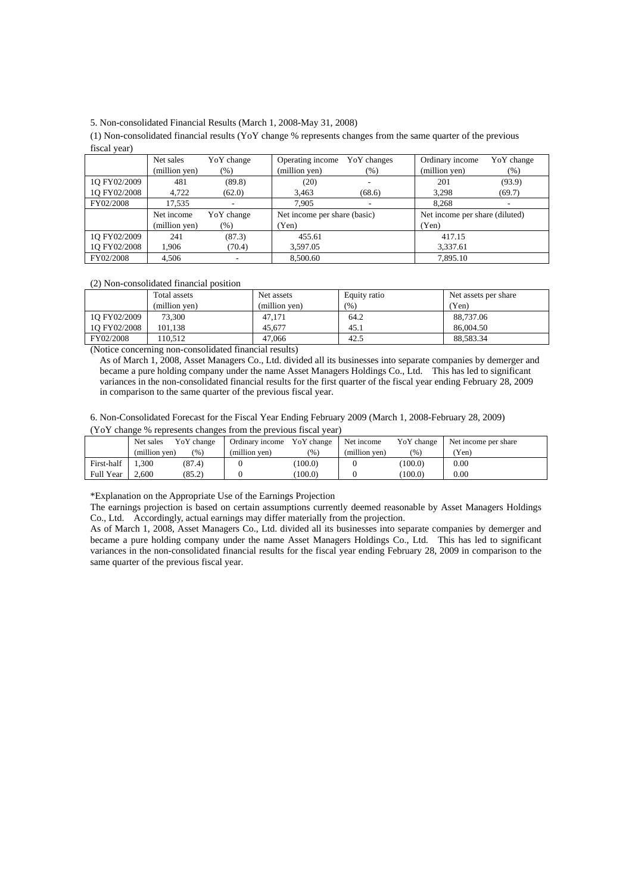5. Non-consolidated Financial Results (March 1, 2008-May 31, 2008)

(1) Non-consolidated financial results (YoY change % represents changes from the same quarter of the previous fiscal year)

| | Net sales (million yen) | YoY change (%) | Operating income (million yen) | YoY changes (%) | Ordinary income (million yen) | YoY change (%) |
|---|---|---|---|---|---|---|
| 1Q FY02/2009 | 481 | (89.8) | (20) | - | 201 | (93.9) |
| 1Q FY02/2008 | 4,722 | (62.0) | 3,463 | (68.6) | 3,298 | (69.7) |
| FY02/2008 | 17,535 | - | 7,905 | - | 8,268 | - |

| | Net income (million yen) | YoY change (%) | Net income per share (basic) (Yen) | Net income per share (diluted) (Yen) |
|---|---|---|---|---|
| 1Q FY02/2009 | 241 | (87.3) | 455.61 | 417.15 |
| 1Q FY02/2008 | 1,906 | (70.4) | 3,597.05 | 3,337.61 |
| FY02/2008 | 4,506 | - | 8,500.60 | 7,895.10 |

(2) Non-consolidated financial position

| | Total assets (million yen) | Net assets (million yen) | Equity ratio (%) | Net assets per share (Yen) |
|---|---|---|---|---|
| 1Q FY02/2009 | 73,300 | 47,171 | 64.2 | 88,737.06 |
| 1Q FY02/2008 | 101,138 | 45,677 | 45.1 | 86,004.50 |
| FY02/2008 | 110,512 | 47,066 | 42.5 | 88,583.34 |

(Notice concerning non-consolidated financial results)

As of March 1, 2008, Asset Managers Co., Ltd. divided all its businesses into separate companies by demerger and became a pure holding company under the name Asset Managers Holdings Co., Ltd. This has led to significant variances in the non-consolidated financial results for the first quarter of the fiscal year ending February 28, 2009 in comparison to the same quarter of the previous fiscal year.

6. Non-Consolidated Forecast for the Fiscal Year Ending February 2009 (March 1, 2008-February 28, 2009)

(YoY change % represents changes from the previous fiscal year)

| | Net sales (million yen) | YoY change (%) | Ordinary income (million yen) | YoY change (%) | Net income (million yen) | YoY change (%) | Net income per share (Yen) |
|---|---|---|---|---|---|---|---|
| First-half | 1,300 | (87.4) | 0 | (100.0) | 0 | (100.0) | 0.00 |
| Full Year | 2,600 | (85.2) | 0 | (100.0) | 0 | (100.0) | 0.00 |

*Explanation on the Appropriate Use of the Earnings Projection

The earnings projection is based on certain assumptions currently deemed reasonable by Asset Managers Holdings Co., Ltd. Accordingly, actual earnings may differ materially from the projection.

As of March 1, 2008, Asset Managers Co., Ltd. divided all its businesses into separate companies by demerger and became a pure holding company under the name Asset Managers Holdings Co., Ltd. This has led to significant variances in the non-consolidated financial results for the fiscal year ending February 28, 2009 in comparison to the same quarter of the previous fiscal year.